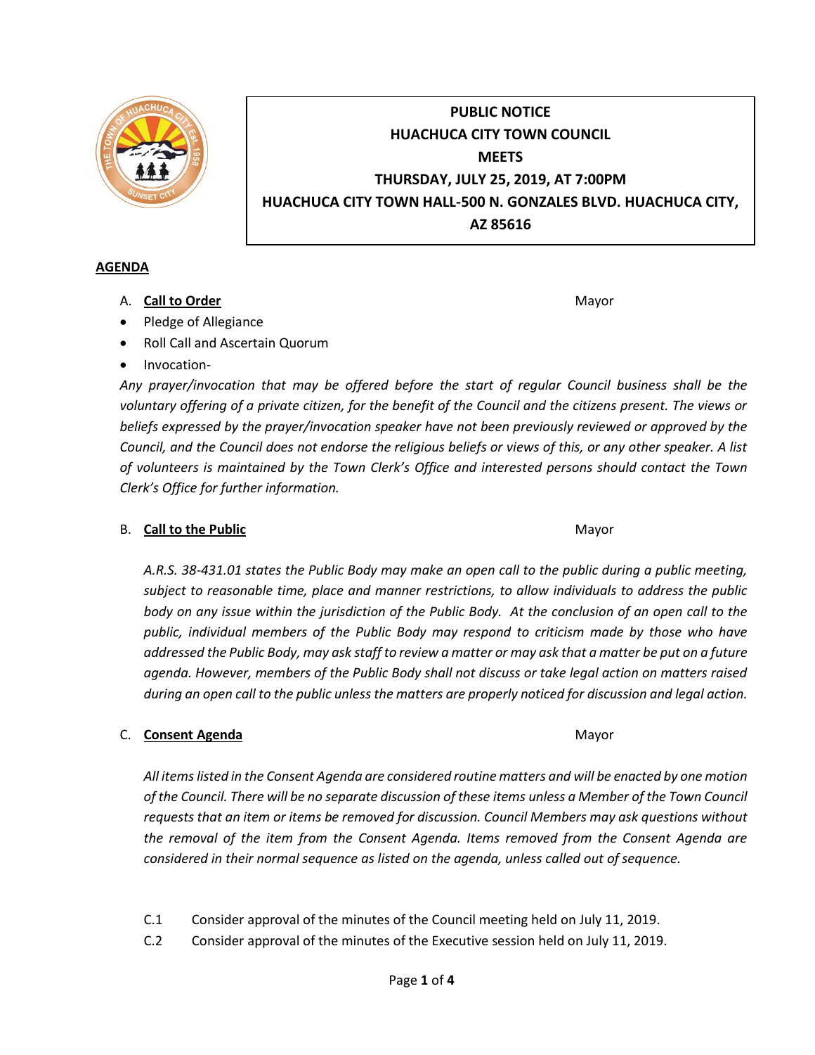**PUBLIC NOTICE**
**HUACHUCA CITY TOWN COUNCIL**
**MEETS**
**THURSDAY, JULY 25, 2019, AT 7:00PM**
**HUACHUCA CITY TOWN HALL-500 N. GONZALES BLVD. HUACHUCA CITY, AZ 85616**

## AGENDA

A. **Call to Order** Mayor

- Pledge of Allegiance
- Roll Call and Ascertain Quorum
- Invocation-

*Any prayer/invocation that may be offered before the start of regular Council business shall be the voluntary offering of a private citizen, for the benefit of the Council and the citizens present. The views or beliefs expressed by the prayer/invocation speaker have not been previously reviewed or approved by the Council, and the Council does not endorse the religious beliefs or views of this, or any other speaker. A list of volunteers is maintained by the Town Clerk's Office and interested persons should contact the Town Clerk's Office for further information.*

B. **Call to the Public** Mayor

*A.R.S. 38-431.01 states the Public Body may make an open call to the public during a public meeting, subject to reasonable time, place and manner restrictions, to allow individuals to address the public body on any issue within the jurisdiction of the Public Body. At the conclusion of an open call to the public, individual members of the Public Body may respond to criticism made by those who have addressed the Public Body, may ask staff to review a matter or may ask that a matter be put on a future agenda. However, members of the Public Body shall not discuss or take legal action on matters raised during an open call to the public unless the matters are properly noticed for discussion and legal action.*

C. **Consent Agenda** Mayor

*All items listed in the Consent Agenda are considered routine matters and will be enacted by one motion of the Council. There will be no separate discussion of these items unless a Member of the Town Council requests that an item or items be removed for discussion. Council Members may ask questions without the removal of the item from the Consent Agenda. Items removed from the Consent Agenda are considered in their normal sequence as listed on the agenda, unless called out of sequence.*

C.1 Consider approval of the minutes of the Council meeting held on July 11, 2019.

C.2 Consider approval of the minutes of the Executive session held on July 11, 2019.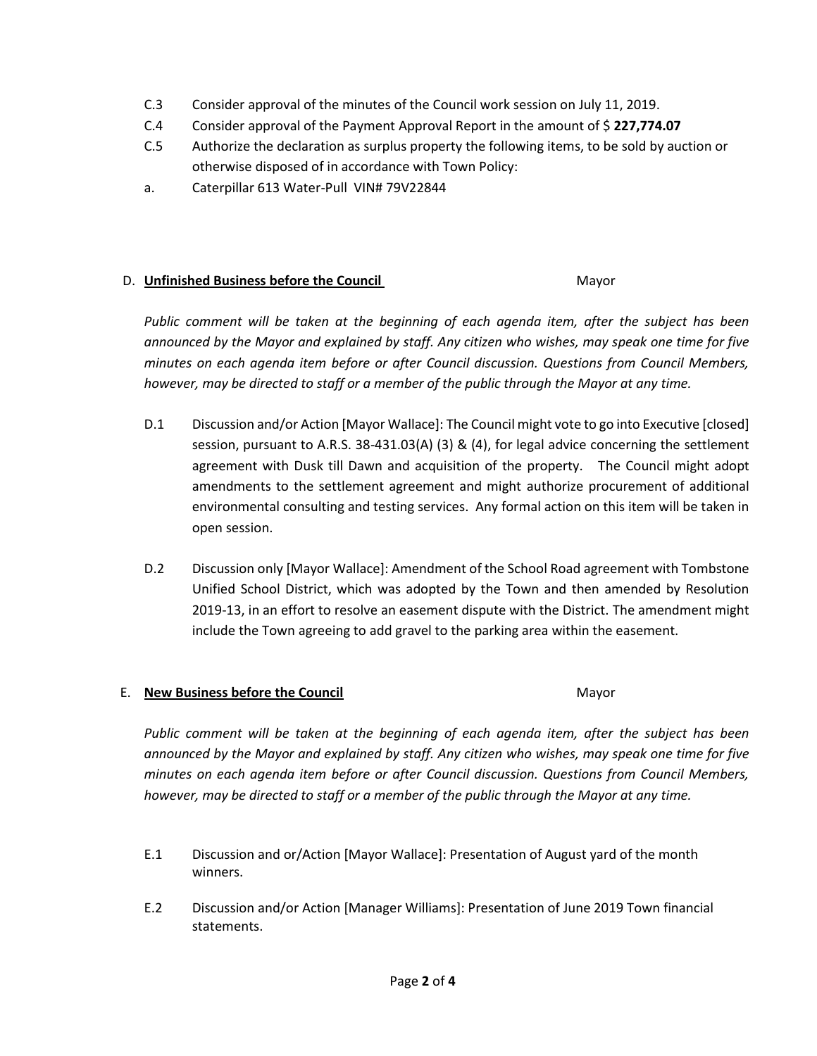C.3 Consider approval of the minutes of the Council work session on July 11, 2019.

C.4 Consider approval of the Payment Approval Report in the amount of $ **227,774.07**

C.5 Authorize the declaration as surplus property the following items, to be sold by auction or otherwise disposed of in accordance with Town Policy:

a. Caterpillar 613 Water-Pull VIN# 79V22844

## D. **Unfinished Business before the Council** Mayor

*Public comment will be taken at the beginning of each agenda item, after the subject has been announced by the Mayor and explained by staff. Any citizen who wishes, may speak one time for five minutes on each agenda item before or after Council discussion. Questions from Council Members, however, may be directed to staff or a member of the public through the Mayor at any time.*

D.1 Discussion and/or Action [Mayor Wallace]: The Council might vote to go into Executive [closed] session, pursuant to A.R.S. 38-431.03(A) (3) & (4), for legal advice concerning the settlement agreement with Dusk till Dawn and acquisition of the property. The Council might adopt amendments to the settlement agreement and might authorize procurement of additional environmental consulting and testing services. Any formal action on this item will be taken in open session.

D.2 Discussion only [Mayor Wallace]: Amendment of the School Road agreement with Tombstone Unified School District, which was adopted by the Town and then amended by Resolution 2019-13, in an effort to resolve an easement dispute with the District. The amendment might include the Town agreeing to add gravel to the parking area within the easement.

## E. **New Business before the Council** Mayor

*Public comment will be taken at the beginning of each agenda item, after the subject has been announced by the Mayor and explained by staff. Any citizen who wishes, may speak one time for five minutes on each agenda item before or after Council discussion. Questions from Council Members, however, may be directed to staff or a member of the public through the Mayor at any time.*

E.1 Discussion and or/Action [Mayor Wallace]: Presentation of August yard of the month winners.

E.2 Discussion and/or Action [Manager Williams]: Presentation of June 2019 Town financial statements.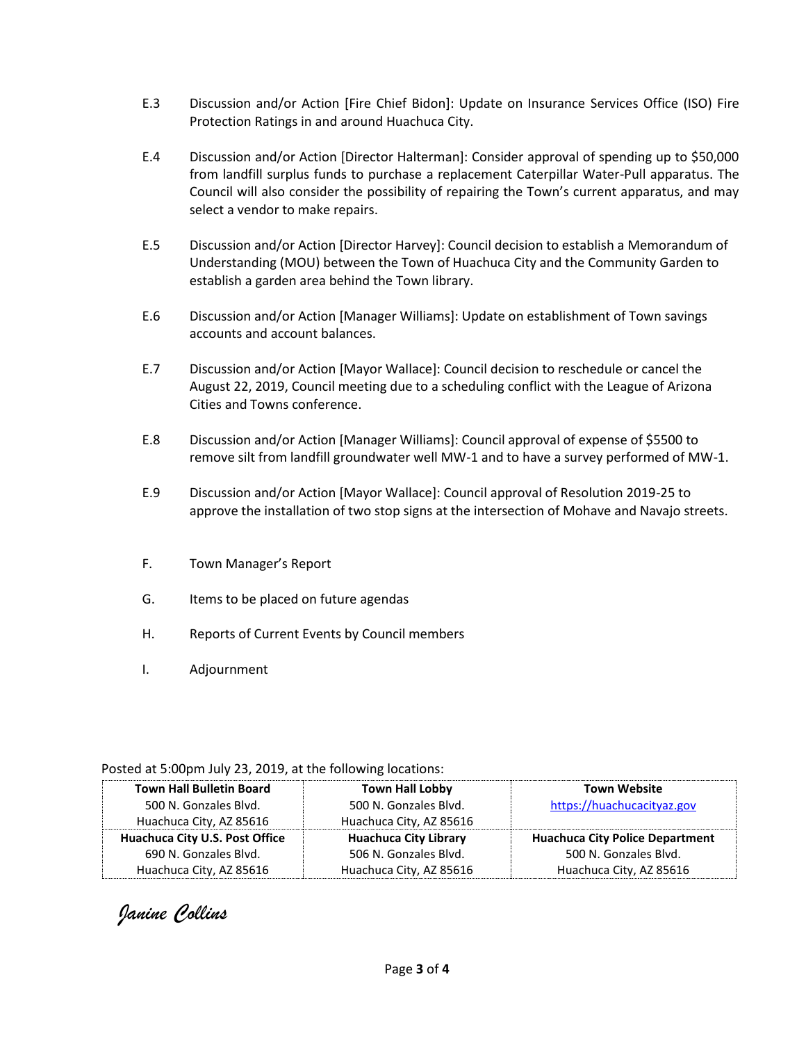E.3 Discussion and/or Action [Fire Chief Bidon]: Update on Insurance Services Office (ISO) Fire Protection Ratings in and around Huachuca City.

E.4 Discussion and/or Action [Director Halterman]: Consider approval of spending up to $50,000 from landfill surplus funds to purchase a replacement Caterpillar Water-Pull apparatus. The Council will also consider the possibility of repairing the Town's current apparatus, and may select a vendor to make repairs.

E.5 Discussion and/or Action [Director Harvey]: Council decision to establish a Memorandum of Understanding (MOU) between the Town of Huachuca City and the Community Garden to establish a garden area behind the Town library.

E.6 Discussion and/or Action [Manager Williams]: Update on establishment of Town savings accounts and account balances.

E.7 Discussion and/or Action [Mayor Wallace]: Council decision to reschedule or cancel the August 22, 2019, Council meeting due to a scheduling conflict with the League of Arizona Cities and Towns conference.

E.8 Discussion and/or Action [Manager Williams]: Council approval of expense of $5500 to remove silt from landfill groundwater well MW-1 and to have a survey performed of MW-1.

E.9 Discussion and/or Action [Mayor Wallace]: Council approval of Resolution 2019-25 to approve the installation of two stop signs at the intersection of Mohave and Navajo streets.

F. Town Manager's Report

G. Items to be placed on future agendas

H. Reports of Current Events by Council members

I. Adjournment

Posted at 5:00pm July 23, 2019, at the following locations:

| Town Hall Bulletin Board<br>500 N. Gonzales Blvd.<br>Huachuca City, AZ 85616 | Town Hall Lobby<br>500 N. Gonzales Blvd.<br>Huachuca City, AZ 85616 | Town Website<br>https://huachucacityaz.gov |
|---|---|---|
| **Huachuca City U.S. Post Office**<br>690 N. Gonzales Blvd.<br>Huachuca City, AZ 85616 | **Huachuca City Library**<br>506 N. Gonzales Blvd.<br>Huachuca City, AZ 85616 | **Huachuca City Police Department**<br>500 N. Gonzales Blvd.<br>Huachuca City, AZ 85616 |

*Janine Collins*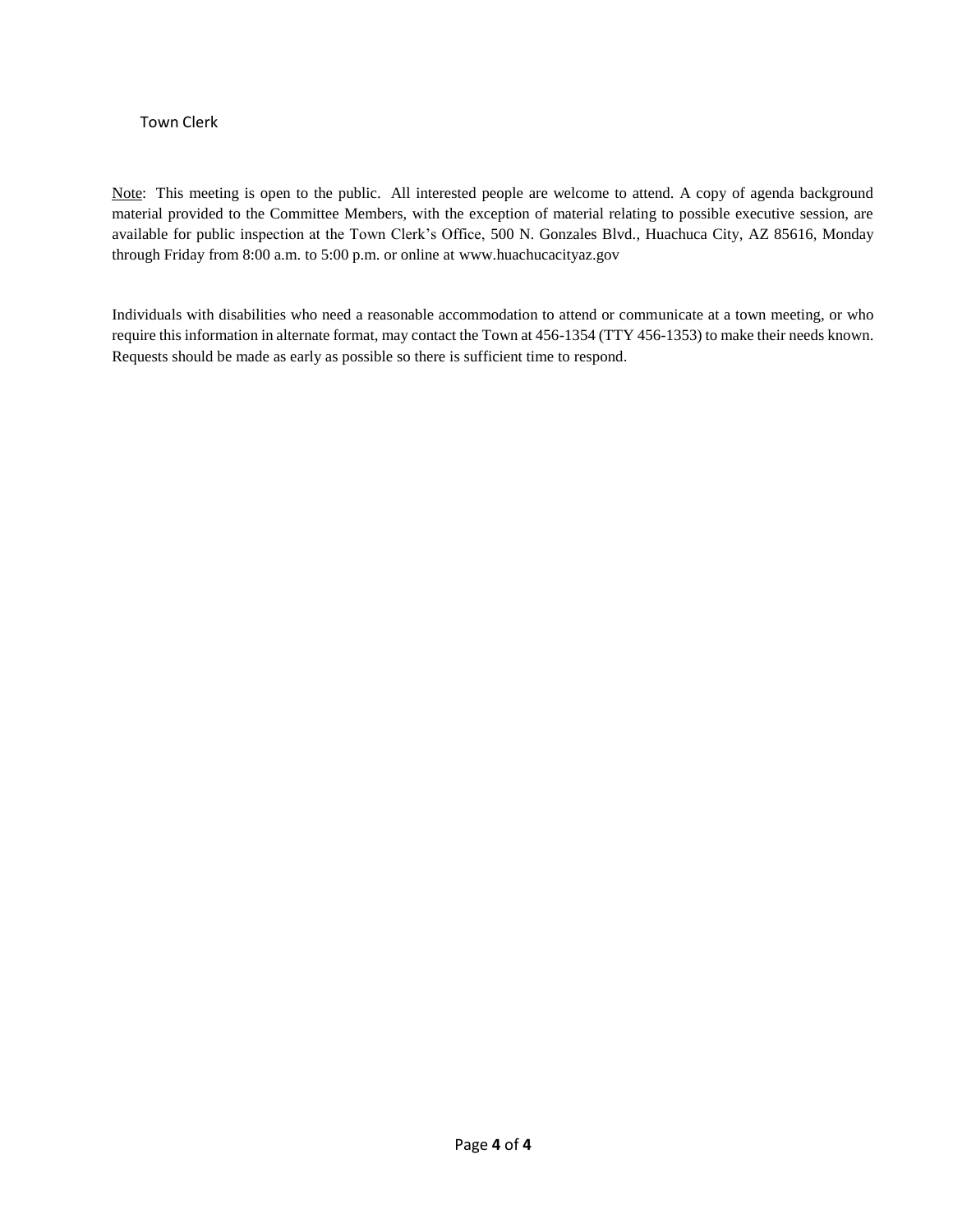Town Clerk

Note: This meeting is open to the public. All interested people are welcome to attend. A copy of agenda background material provided to the Committee Members, with the exception of material relating to possible executive session, are available for public inspection at the Town Clerk's Office, 500 N. Gonzales Blvd., Huachuca City, AZ 85616, Monday through Friday from 8:00 a.m. to 5:00 p.m. or online at www.huachucacityaz.gov

Individuals with disabilities who need a reasonable accommodation to attend or communicate at a town meeting, or who require this information in alternate format, may contact the Town at 456-1354 (TTY 456-1353) to make their needs known. Requests should be made as early as possible so there is sufficient time to respond.